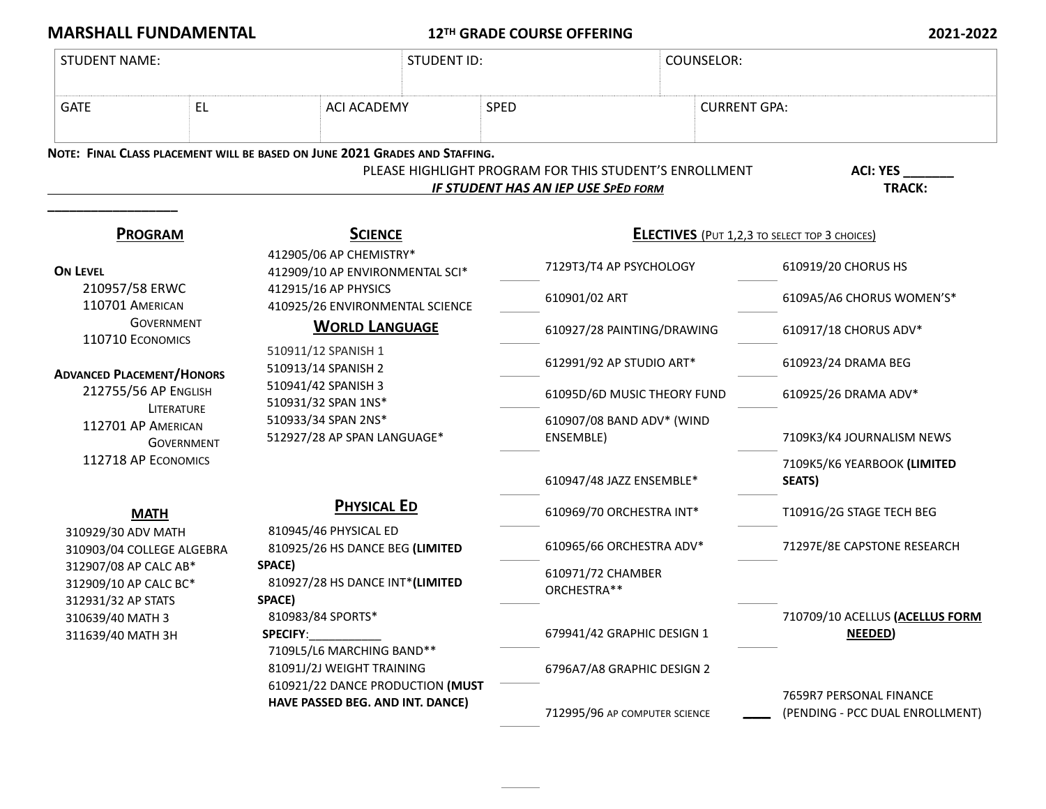**MARSHALL FUNDAMENTAL** | **12TH GRADE COURSE OFFERING** | **2021-2022**

| STUDENT NAME: | | | STUDENT ID: | | COUNSELOR: |
|---|---|---|---|---|---|
| GATE | EL | ACI ACADEMY | SPED | | CURRENT GPA: |

**NOTE: FINAL CLASS PLACEMENT WILL BE BASED ON JUNE 2021 GRADES AND STAFFING.**

PLEASE HIGHLIGHT PROGRAM FOR THIS STUDENT'S ENROLLMENT

***IF STUDENT HAS AN IEP USE SPED FORM***

**ACI: YES _______**

**TRACK: _________________**

## PROGRAM

**ON LEVEL**

- 210957/58 ERWC
- 110701 AMERICAN GOVERNMENT
- 110710 ECONOMICS

**ADVANCED PLACEMENT/HONORS**

- 212755/56 AP ENGLISH LITERATURE
- 112701 AP AMERICAN GOVERNMENT
- 112718 AP ECONOMICS

## MATH

- 310929/30 ADV MATH
- 310903/04 COLLEGE ALGEBRA
- 312907/08 AP CALC AB*
- 312909/10 AP CALC BC*
- 312931/32 AP STATS
- 310639/40 MATH 3
- 311639/40 MATH 3H

## SCIENCE

- 412905/06 AP CHEMISTRY*
- 412909/10 AP ENVIRONMENTAL SCI*
- 412915/16 AP PHYSICS
- 410925/26 ENVIRONMENTAL SCIENCE

## WORLD LANGUAGE

- 510911/12 SPANISH 1
- 510913/14 SPANISH 2
- 510941/42 SPANISH 3
- 510931/32 SPAN 1NS*
- 510933/34 SPAN 2NS*
- 512927/28 AP SPAN LANGUAGE*

## PHYSICAL ED

- 810945/46 PHYSICAL ED
- 810925/26 HS DANCE BEG **(LIMITED SPACE)**
- 810927/28 HS DANCE INT* **(LIMITED SPACE)**
- 810983/84 SPORTS* **SPECIFY**:___________
- 7109L5/L6 MARCHING BAND**
- 81091J/2J WEIGHT TRAINING
- 610921/22 DANCE PRODUCTION **(MUST HAVE PASSED BEG. AND INT. DANCE)**

## ELECTIVES (PUT 1,2,3 TO SELECT TOP 3 CHOICES)

| | | | |
|---|---|---|---|
| ______ | 7129T3/T4 AP PSYCHOLOGY | ______ | 610919/20 CHORUS HS |
| ______ | 610901/02 ART | ______ | 6109A5/A6 CHORUS WOMEN'S* |
| ______ | 610927/28 PAINTING/DRAWING | ______ | 610917/18 CHORUS ADV* |
| ______ | 612991/92 AP STUDIO ART* | ______ | 610923/24 DRAMA BEG |
| ______ | 61095D/6D MUSIC THEORY FUND | ______ | 610925/26 DRAMA ADV* |
| ______ | 610907/08 BAND ADV* (WIND ENSEMBLE) | ______ | 7109K3/K4 JOURNALISM NEWS |
| ______ | 610947/48 JAZZ ENSEMBLE* | ______ | 7109K5/K6 YEARBOOK **(LIMITED SEATS)** |
| ______ | 610969/70 ORCHESTRA INT* | ______ | T1091G/2G STAGE TECH BEG |
| ______ | 610965/66 ORCHESTRA ADV* | ______ | 71297E/8E CAPSTONE RESEARCH |
| ______ | 610971/72 CHAMBER ORCHESTRA** | | |
| ______ | 679941/42 GRAPHIC DESIGN 1 | ______ | 710709/10 ACELLUS **(ACELLUS FORM NEEDED)** |
| ______ | 6796A7/A8 GRAPHIC DESIGN 2 | | |
| ______ | 712995/96 AP COMPUTER SCIENCE | ______ | 7659R7 PERSONAL FINANCE (PENDING - PCC DUAL ENROLLMENT) |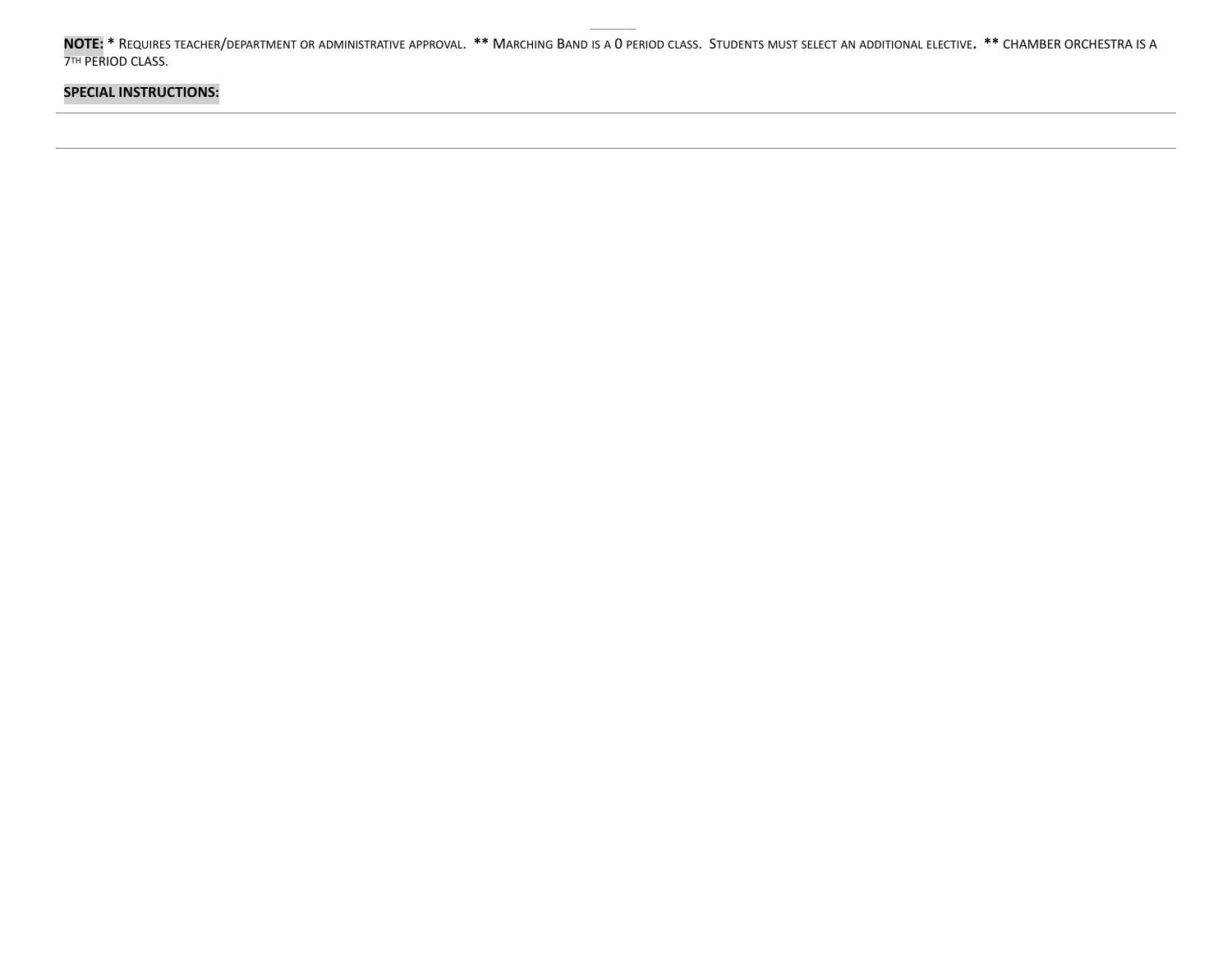**NOTE:** * Requires teacher/department or administrative approval. ** Marching Band is a 0 period class. Students must select an additional elective. ** CHAMBER ORCHESTRA IS A 7TH PERIOD CLASS.

**SPECIAL INSTRUCTIONS:**